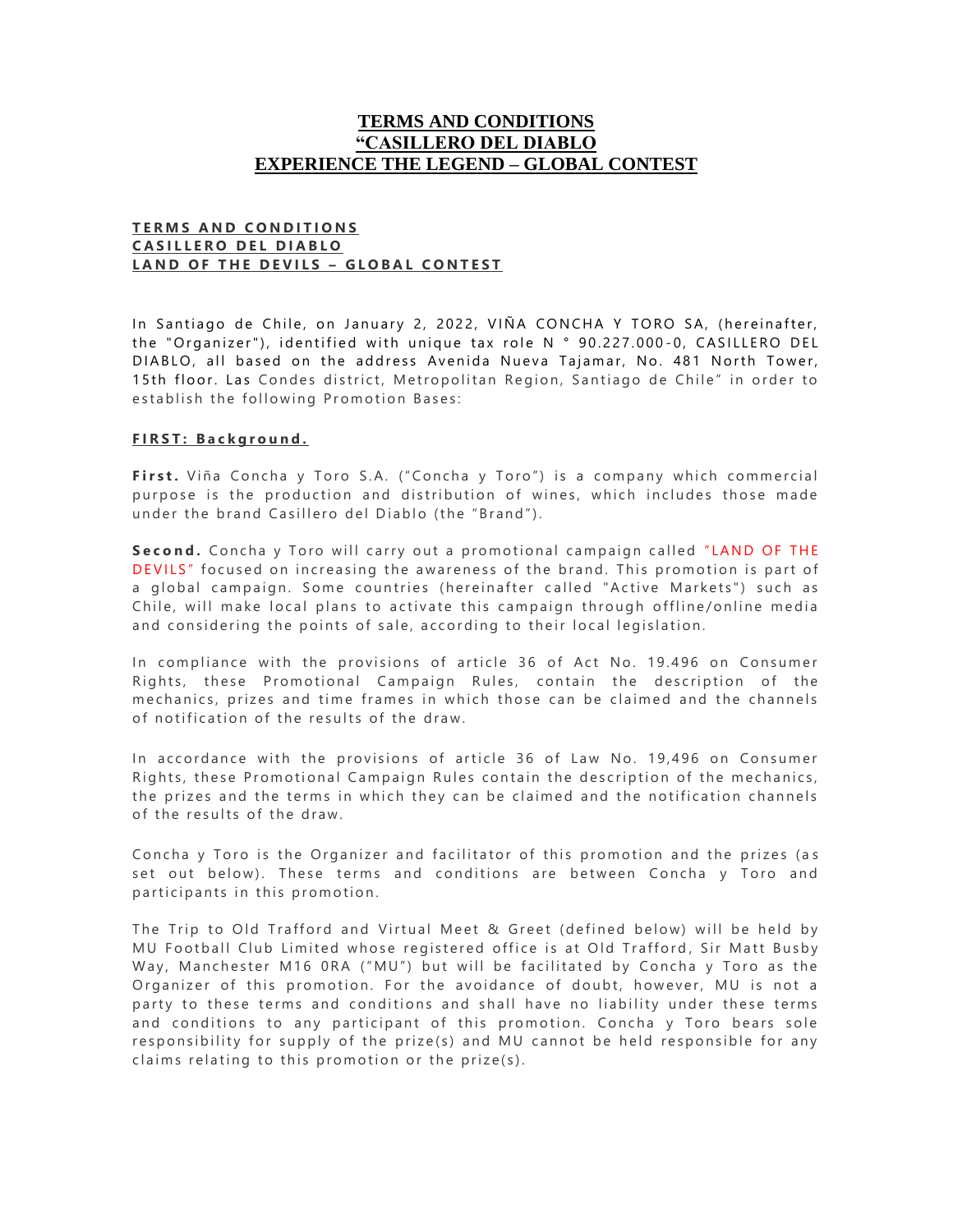# TERMS AND CONDITIONS
# "CASILLERO DEL DIABLO
# EXPERIENCE THE LEGEND – GLOBAL CONTEST

**TERMS AND CONDITIONS**
**CASILLERO DEL DIABLO**
**LAND OF THE DEVILS – GLOBAL CONTEST**

In Santiago de Chile, on January 2, 2022, VIÑA CONCHA Y TORO SA, (hereinafter, the "Organizer"), identified with unique tax role N ° 90.227.000-0, CASILLERO DEL DIABLO, all based on the address Avenida Nueva Tajamar, No. 481 North Tower, 15th floor. Las Condes district, Metropolitan Region, Santiago de Chile" in order to establish the following Promotion Bases:

## FIRST: Background.

**First.** Viña Concha y Toro S.A. ("Concha y Toro") is a company which commercial purpose is the production and distribution of wines, which includes those made under the brand Casillero del Diablo (the "Brand").

**Second.** Concha y Toro will carry out a promotional campaign called "LAND OF THE DEVILS" focused on increasing the awareness of the brand. This promotion is part of a global campaign. Some countries (hereinafter called "Active Markets") such as Chile, will make local plans to activate this campaign through offline/online media and considering the points of sale, according to their local legislation.

In compliance with the provisions of article 36 of Act No. 19.496 on Consumer Rights, these Promotional Campaign Rules, contain the description of the mechanics, prizes and time frames in which those can be claimed and the channels of notification of the results of the draw.

In accordance with the provisions of article 36 of Law No. 19,496 on Consumer Rights, these Promotional Campaign Rules contain the description of the mechanics, the prizes and the terms in which they can be claimed and the notification channels of the results of the draw.

Concha y Toro is the Organizer and facilitator of this promotion and the prizes (as set out below). These terms and conditions are between Concha y Toro and participants in this promotion.

The Trip to Old Trafford and Virtual Meet & Greet (defined below) will be held by MU Football Club Limited whose registered office is at Old Trafford, Sir Matt Busby Way, Manchester M16 0RA ("MU") but will be facilitated by Concha y Toro as the Organizer of this promotion. For the avoidance of doubt, however, MU is not a party to these terms and conditions and shall have no liability under these terms and conditions to any participant of this promotion. Concha y Toro bears sole responsibility for supply of the prize(s) and MU cannot be held responsible for any claims relating to this promotion or the prize(s).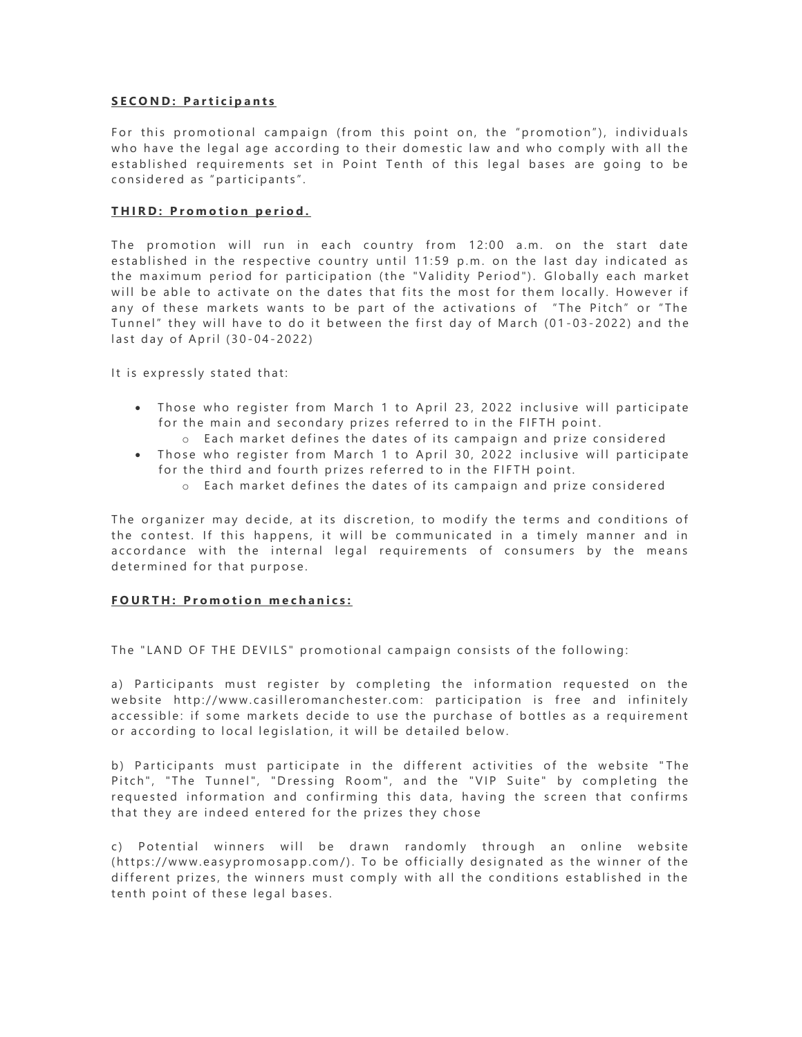**SECOND: Participants**

For this promotional campaign (from this point on, the "promotion"), individuals who have the legal age according to their domestic law and who comply with all the established requirements set in Point Tenth of this legal bases are going to be considered as "participants".

**THIRD: Promotion period.**

The promotion will run in each country from 12:00 a.m. on the start date established in the respective country until 11:59 p.m. on the last day indicated as the maximum period for participation (the "Validity Period"). Globally each market will be able to activate on the dates that fits the most for them locally. However if any of these markets wants to be part of the activations of "The Pitch" or "The Tunnel" they will have to do it between the first day of March (01-03-2022) and the last day of April (30-04-2022)

It is expressly stated that:

- Those who register from March 1 to April 23, 2022 inclusive will participate for the main and secondary prizes referred to in the FIFTH point.
  - Each market defines the dates of its campaign and prize considered
- Those who register from March 1 to April 30, 2022 inclusive will participate for the third and fourth prizes referred to in the FIFTH point.
  - Each market defines the dates of its campaign and prize considered

The organizer may decide, at its discretion, to modify the terms and conditions of the contest. If this happens, it will be communicated in a timely manner and in accordance with the internal legal requirements of consumers by the means determined for that purpose.

**FOURTH: Promotion mechanics:**

The "LAND OF THE DEVILS" promotional campaign consists of the following:

a) Participants must register by completing the information requested on the website http://www.casilleromanchester.com: participation is free and infinitely accessible: if some markets decide to use the purchase of bottles as a requirement or according to local legislation, it will be detailed below.

b) Participants must participate in the different activities of the website "The Pitch", "The Tunnel", "Dressing Room", and the "VIP Suite" by completing the requested information and confirming this data, having the screen that confirms that they are indeed entered for the prizes they chose

c) Potential winners will be drawn randomly through an online website (https://www.easypromosapp.com/). To be officially designated as the winner of the different prizes, the winners must comply with all the conditions established in the tenth point of these legal bases.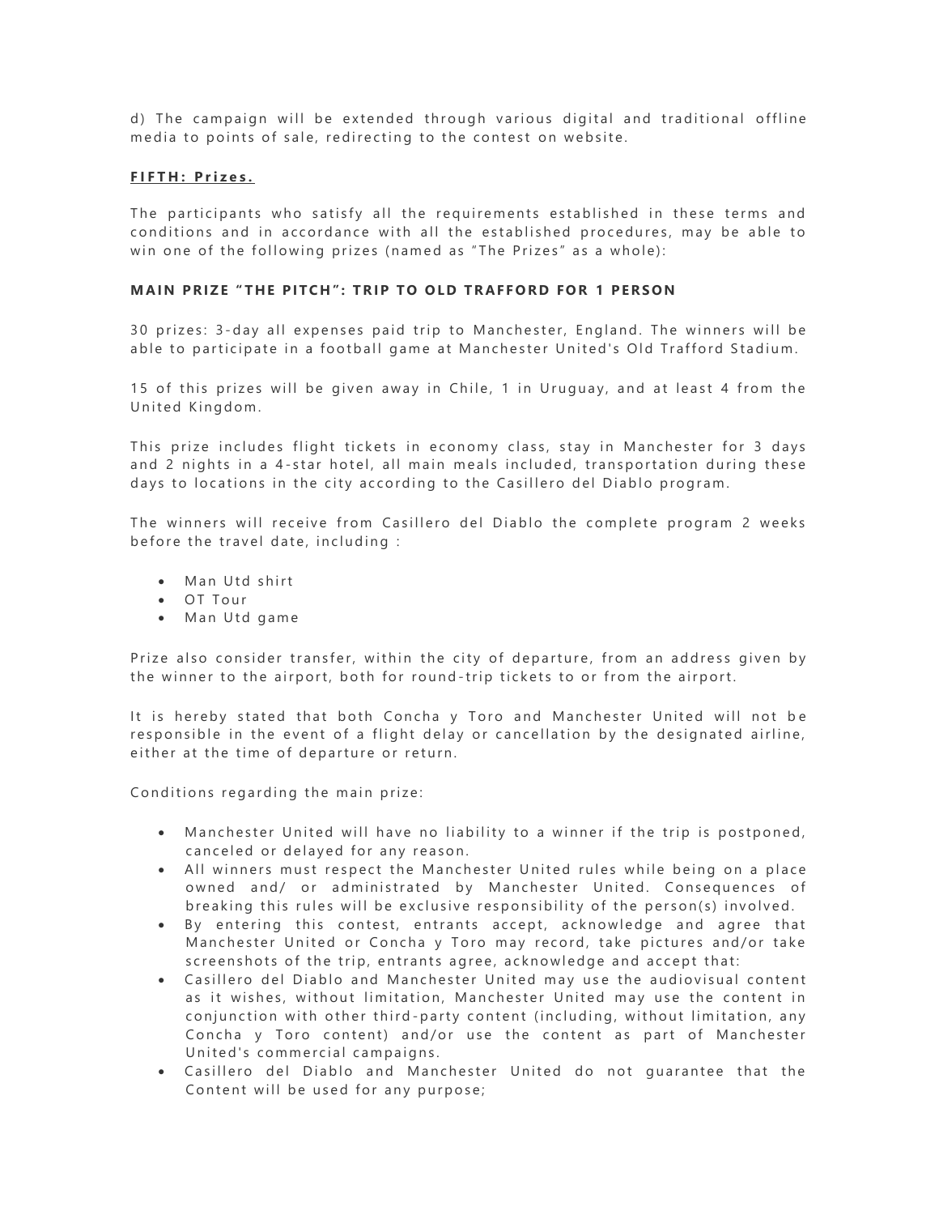d) The campaign will be extended through various digital and traditional offline media to points of sale, redirecting to the contest on website.

**FIFTH: Prizes.**

The participants who satisfy all the requirements established in these terms and conditions and in accordance with all the established procedures, may be able to win one of the following prizes (named as "The Prizes" as a whole):

**MAIN PRIZE "THE PITCH": TRIP TO OLD TRAFFORD FOR 1 PERSON**

30 prizes: 3-day all expenses paid trip to Manchester, England. The winners will be able to participate in a football game at Manchester United's Old Trafford Stadium.

15 of this prizes will be given away in Chile, 1 in Uruguay, and at least 4 from the United Kingdom.

This prize includes flight tickets in economy class, stay in Manchester for 3 days and 2 nights in a 4-star hotel, all main meals included, transportation during these days to locations in the city according to the Casillero del Diablo program.

The winners will receive from Casillero del Diablo the complete program 2 weeks before the travel date, including :

- Man Utd shirt
- OT Tour
- Man Utd game

Prize also consider transfer, within the city of departure, from an address given by the winner to the airport, both for round-trip tickets to or from the airport.

It is hereby stated that both Concha y Toro and Manchester United will not be responsible in the event of a flight delay or cancellation by the designated airline, either at the time of departure or return.

Conditions regarding the main prize:

- Manchester United will have no liability to a winner if the trip is postponed, canceled or delayed for any reason.
- All winners must respect the Manchester United rules while being on a place owned and/ or administrated by Manchester United. Consequences of breaking this rules will be exclusive responsibility of the person(s) involved.
- By entering this contest, entrants accept, acknowledge and agree that Manchester United or Concha y Toro may record, take pictures and/or take screenshots of the trip, entrants agree, acknowledge and accept that:
- Casillero del Diablo and Manchester United may use the audiovisual content as it wishes, without limitation, Manchester United may use the content in conjunction with other third-party content (including, without limitation, any Concha y Toro content) and/or use the content as part of Manchester United's commercial campaigns.
- Casillero del Diablo and Manchester United do not guarantee that the Content will be used for any purpose;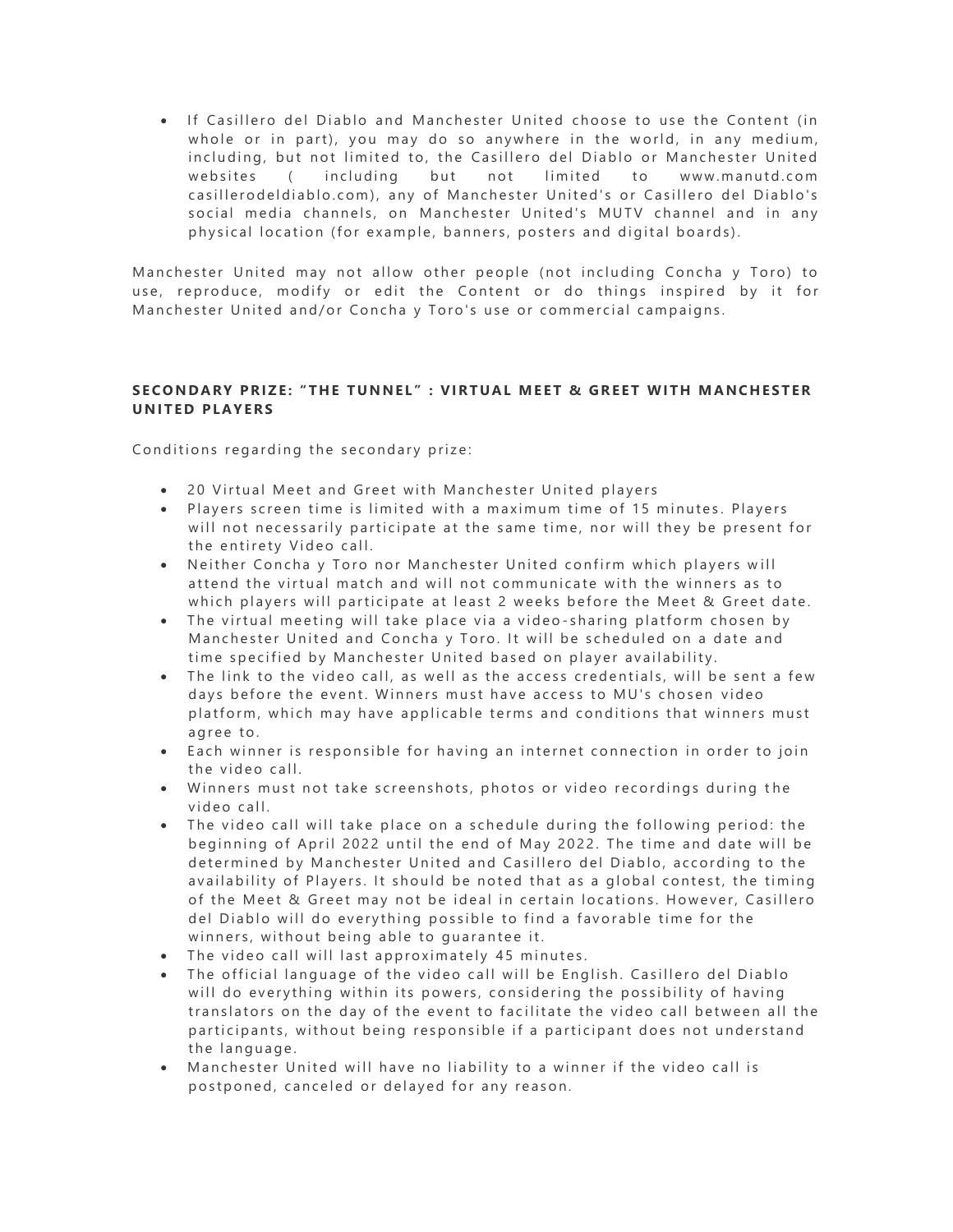- If Casillero del Diablo and Manchester United choose to use the Content (in whole or in part), you may do so anywhere in the world, in any medium, including, but not limited to, the Casillero del Diablo or Manchester United websites ( including but not limited to www.manutd.com casillerodeldiablo.com), any of Manchester United's or Casillero del Diablo's social media channels, on Manchester United's MUTV channel and in any physical location (for example, banners, posters and digital boards).

Manchester United may not allow other people (not including Concha y Toro) to use, reproduce, modify or edit the Content or do things inspired by it for Manchester United and/or Concha y Toro's use or commercial campaigns.

**SECONDARY PRIZE: "THE TUNNEL" : VIRTUAL MEET & GREET WITH MANCHESTER UNITED PLAYERS**

Conditions regarding the secondary prize:

- 20 Virtual Meet and Greet with Manchester United players
- Players screen time is limited with a maximum time of 15 minutes. Players will not necessarily participate at the same time, nor will they be present for the entirety Video call.
- Neither Concha y Toro nor Manchester United confirm which players will attend the virtual match and will not communicate with the winners as to which players will participate at least 2 weeks before the Meet & Greet date.
- The virtual meeting will take place via a video-sharing platform chosen by Manchester United and Concha y Toro. It will be scheduled on a date and time specified by Manchester United based on player availability.
- The link to the video call, as well as the access credentials, will be sent a few days before the event. Winners must have access to MU's chosen video platform, which may have applicable terms and conditions that winners must agree to.
- Each winner is responsible for having an internet connection in order to join the video call.
- Winners must not take screenshots, photos or video recordings during the video call.
- The video call will take place on a schedule during the following period: the beginning of April 2022 until the end of May 2022. The time and date will be determined by Manchester United and Casillero del Diablo, according to the availability of Players. It should be noted that as a global contest, the timing of the Meet & Greet may not be ideal in certain locations. However, Casillero del Diablo will do everything possible to find a favorable time for the winners, without being able to guarantee it.
- The video call will last approximately 45 minutes.
- The official language of the video call will be English. Casillero del Diablo will do everything within its powers, considering the possibility of having translators on the day of the event to facilitate the video call between all the participants, without being responsible if a participant does not understand the language.
- Manchester United will have no liability to a winner if the video call is postponed, canceled or delayed for any reason.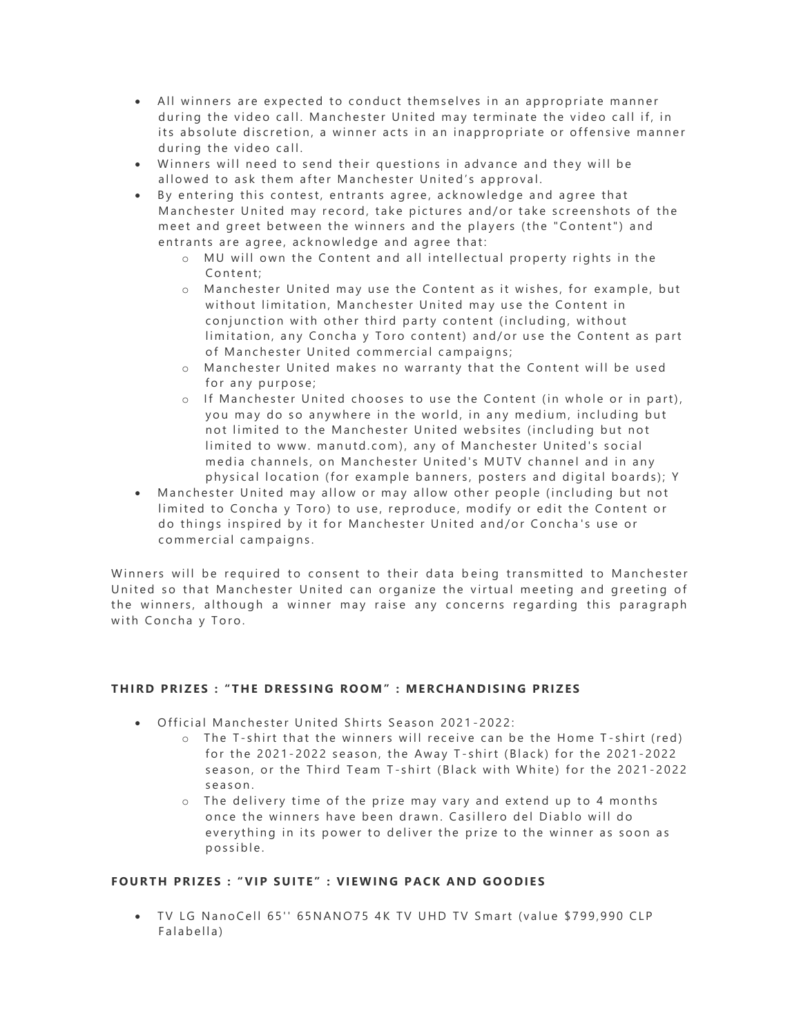- All winners are expected to conduct themselves in an appropriate manner during the video call. Manchester United may terminate the video call if, in its absolute discretion, a winner acts in an inappropriate or offensive manner during the video call.
- Winners will need to send their questions in advance and they will be allowed to ask them after Manchester United's approval.
- By entering this contest, entrants agree, acknowledge and agree that Manchester United may record, take pictures and/or take screenshots of the meet and greet between the winners and the players (the "Content") and entrants are agree, acknowledge and agree that:
    - MU will own the Content and all intellectual property rights in the Content;
    - Manchester United may use the Content as it wishes, for example, but without limitation, Manchester United may use the Content in conjunction with other third party content (including, without limitation, any Concha y Toro content) and/or use the Content as part of Manchester United commercial campaigns;
    - Manchester United makes no warranty that the Content will be used for any purpose;
    - If Manchester United chooses to use the Content (in whole or in part), you may do so anywhere in the world, in any medium, including but not limited to the Manchester United websites (including but not limited to www. manutd.com), any of Manchester United's social media channels, on Manchester United's MUTV channel and in any physical location (for example banners, posters and digital boards); Y
- Manchester United may allow or may allow other people (including but not limited to Concha y Toro) to use, reproduce, modify or edit the Content or do things inspired by it for Manchester United and/or Concha's use or commercial campaigns.

Winners will be required to consent to their data being transmitted to Manchester United so that Manchester United can organize the virtual meeting and greeting of the winners, although a winner may raise any concerns regarding this paragraph with Concha y Toro.

### THIRD PRIZES : "THE DRESSING ROOM" : MERCHANDISING PRIZES

- Official Manchester United Shirts Season 2021-2022:
    - The T-shirt that the winners will receive can be the Home T-shirt (red) for the 2021-2022 season, the Away T-shirt (Black) for the 2021-2022 season, or the Third Team T-shirt (Black with White) for the 2021-2022 season.
    - The delivery time of the prize may vary and extend up to 4 months once the winners have been drawn. Casillero del Diablo will do everything in its power to deliver the prize to the winner as soon as possible.

### FOURTH PRIZES : "VIP SUITE" : VIEWING PACK AND GOODIES

- TV LG NanoCell 65'' 65NANO75 4K TV UHD TV Smart (value $799,990 CLP Falabella)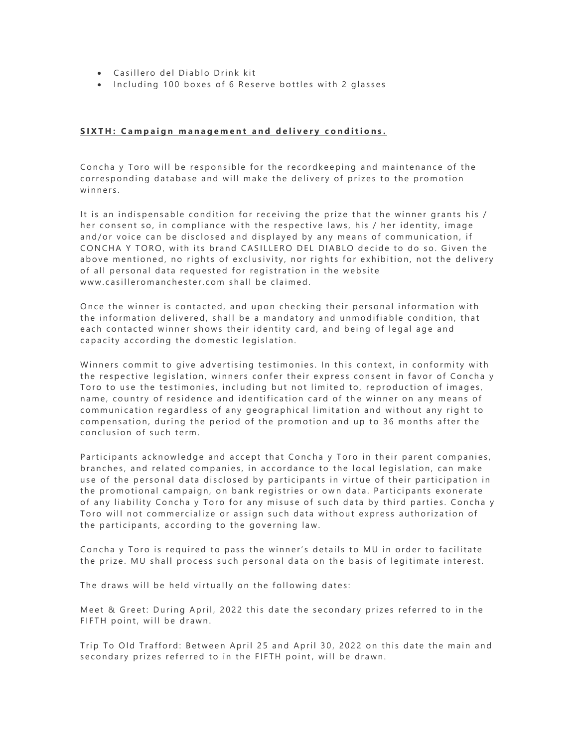- Casillero del Diablo Drink kit
- Including 100 boxes of 6 Reserve bottles with 2 glasses

**SIXTH: Campaign management and delivery conditions.**

Concha y Toro will be responsible for the recordkeeping and maintenance of the corresponding database and will make the delivery of prizes to the promotion winners.

It is an indispensable condition for receiving the prize that the winner grants his / her consent so, in compliance with the respective laws, his / her identity, image and/or voice can be disclosed and displayed by any means of communication, if CONCHA Y TORO, with its brand CASILLERO DEL DIABLO decide to do so. Given the above mentioned, no rights of exclusivity, nor rights for exhibition, not the delivery of all personal data requested for registration in the website www.casilleromanchester.com shall be claimed.

Once the winner is contacted, and upon checking their personal information with the information delivered, shall be a mandatory and unmodifiable condition, that each contacted winner shows their identity card, and being of legal age and capacity according the domestic legislation.

Winners commit to give advertising testimonies. In this context, in conformity with the respective legislation, winners confer their express consent in favor of Concha y Toro to use the testimonies, including but not limited to, reproduction of images, name, country of residence and identification card of the winner on any means of communication regardless of any geographical limitation and without any right to compensation, during the period of the promotion and up to 36 months after the conclusion of such term.

Participants acknowledge and accept that Concha y Toro in their parent companies, branches, and related companies, in accordance to the local legislation, can make use of the personal data disclosed by participants in virtue of their participation in the promotional campaign, on bank registries or own data. Participants exonerate of any liability Concha y Toro for any misuse of such data by third parties. Concha y Toro will not commercialize or assign such data without express authorization of the participants, according to the governing law.

Concha y Toro is required to pass the winner's details to MU in order to facilitate the prize. MU shall process such personal data on the basis of legitimate interest.

The draws will be held virtually on the following dates:

Meet & Greet: During April, 2022 this date the secondary prizes referred to in the FIFTH point, will be drawn.

Trip To Old Trafford: Between April 25 and April 30, 2022 on this date the main and secondary prizes referred to in the FIFTH point, will be drawn.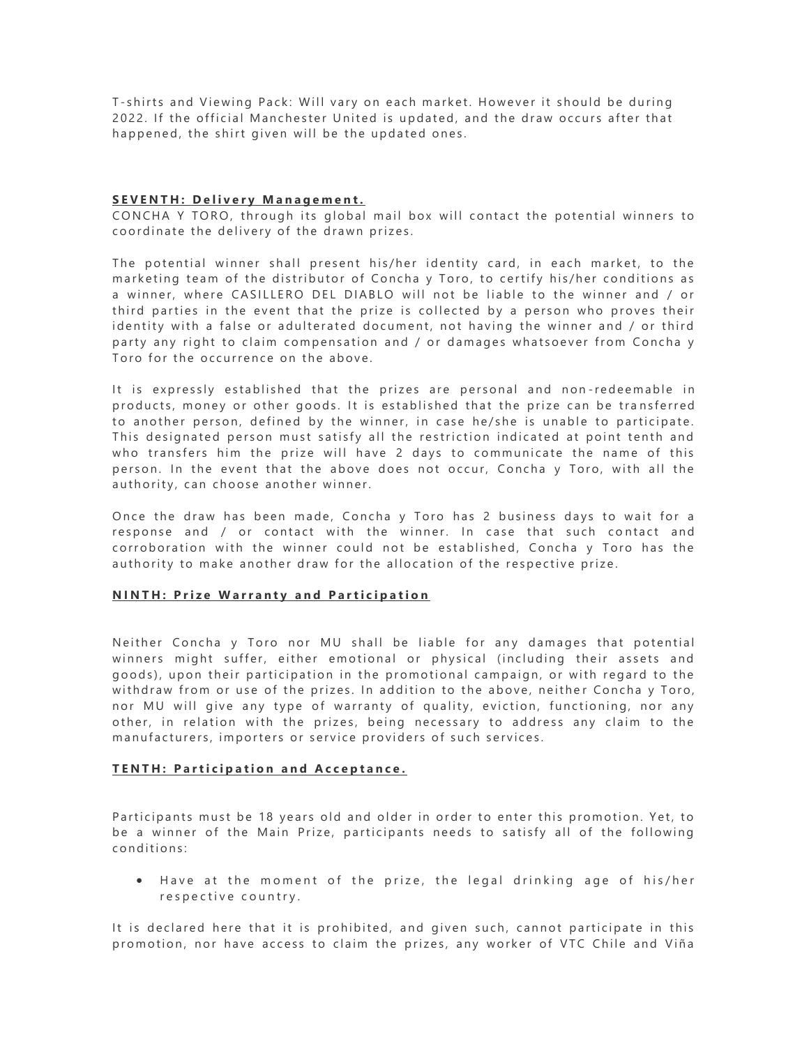T-shirts and Viewing Pack: Will vary on each market. However it should be during 2022. If the official Manchester United is updated, and the draw occurs after that happened, the shirt given will be the updated ones.

**SEVENTH: Delivery Management.**

CONCHA Y TORO, through its global mail box will contact the potential winners to coordinate the delivery of the drawn prizes.

The potential winner shall present his/her identity card, in each market, to the marketing team of the distributor of Concha y Toro, to certify his/her conditions as a winner, where CASILLERO DEL DIABLO will not be liable to the winner and / or third parties in the event that the prize is collected by a person who proves their identity with a false or adulterated document, not having the winner and / or third party any right to claim compensation and / or damages whatsoever from Concha y Toro for the occurrence on the above.

It is expressly established that the prizes are personal and non-redeemable in products, money or other goods. It is established that the prize can be transferred to another person, defined by the winner, in case he/she is unable to participate. This designated person must satisfy all the restriction indicated at point tenth and who transfers him the prize will have 2 days to communicate the name of this person. In the event that the above does not occur, Concha y Toro, with all the authority, can choose another winner.

Once the draw has been made, Concha y Toro has 2 business days to wait for a response and / or contact with the winner. In case that such contact and corroboration with the winner could not be established, Concha y Toro has the authority to make another draw for the allocation of the respective prize.

**NINTH: Prize Warranty and Participation**

Neither Concha y Toro nor MU shall be liable for any damages that potential winners might suffer, either emotional or physical (including their assets and goods), upon their participation in the promotional campaign, or with regard to the withdraw from or use of the prizes. In addition to the above, neither Concha y Toro, nor MU will give any type of warranty of quality, eviction, functioning, nor any other, in relation with the prizes, being necessary to address any claim to the manufacturers, importers or service providers of such services.

**TENTH: Participation and Acceptance.**

Participants must be 18 years old and older in order to enter this promotion. Yet, to be a winner of the Main Prize, participants needs to satisfy all of the following conditions:

- Have at the moment of the prize, the legal drinking age of his/her respective country.

It is declared here that it is prohibited, and given such, cannot participate in this promotion, nor have access to claim the prizes, any worker of VTC Chile and Viña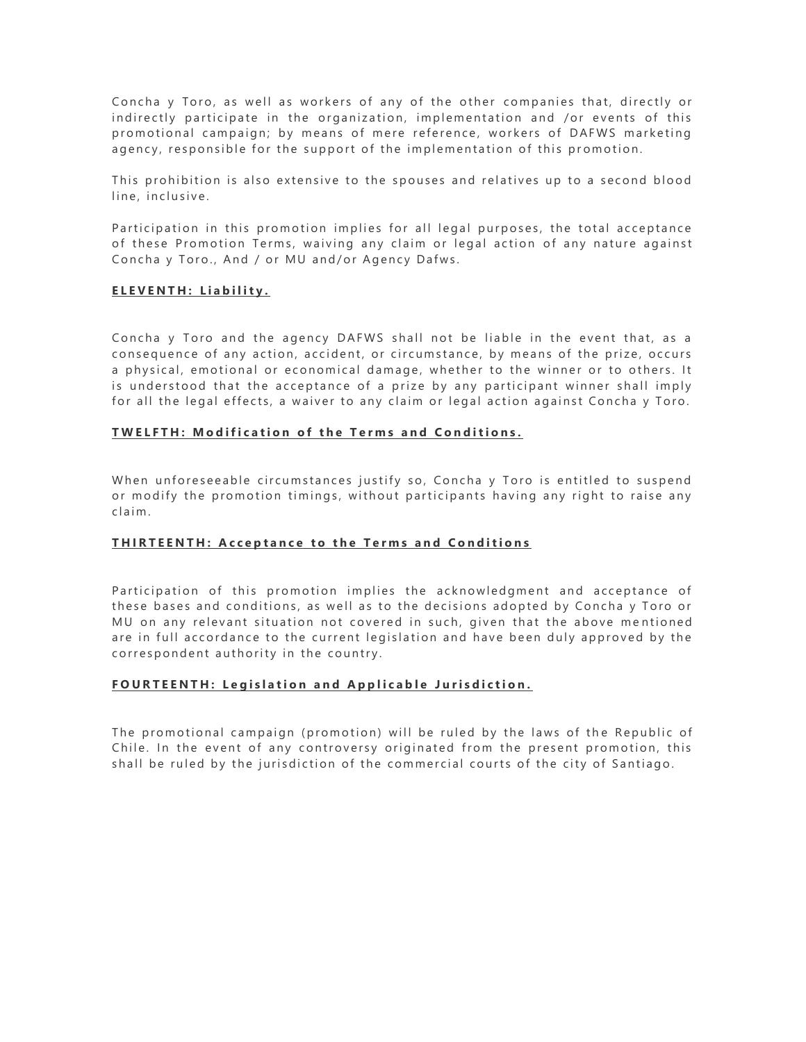Concha y Toro, as well as workers of any of the other companies that, directly or indirectly participate in the organization, implementation and /or events of this promotional campaign; by means of mere reference, workers of DAFWS marketing agency, responsible for the support of the implementation of this promotion.

This prohibition is also extensive to the spouses and relatives up to a second blood line, inclusive.

Participation in this promotion implies for all legal purposes, the total acceptance of these Promotion Terms, waiving any claim or legal action of any nature against Concha y Toro., And / or MU and/or Agency Dafws.

**ELEVENTH: Liability.**

Concha y Toro and the agency DAFWS shall not be liable in the event that, as a consequence of any action, accident, or circumstance, by means of the prize, occurs a physical, emotional or economical damage, whether to the winner or to others. It is understood that the acceptance of a prize by any participant winner shall imply for all the legal effects, a waiver to any claim or legal action against Concha y Toro.

**TWELFTH: Modification of the Terms and Conditions.**

When unforeseeable circumstances justify so, Concha y Toro is entitled to suspend or modify the promotion timings, without participants having any right to raise any claim.

**THIRTEENTH: Acceptance to the Terms and Conditions**

Participation of this promotion implies the acknowledgment and acceptance of these bases and conditions, as well as to the decisions adopted by Concha y Toro or MU on any relevant situation not covered in such, given that the above mentioned are in full accordance to the current legislation and have been duly approved by the correspondent authority in the country.

**FOURTEENTH: Legislation and Applicable Jurisdiction.**

The promotional campaign (promotion) will be ruled by the laws of the Republic of Chile. In the event of any controversy originated from the present promotion, this shall be ruled by the jurisdiction of the commercial courts of the city of Santiago.